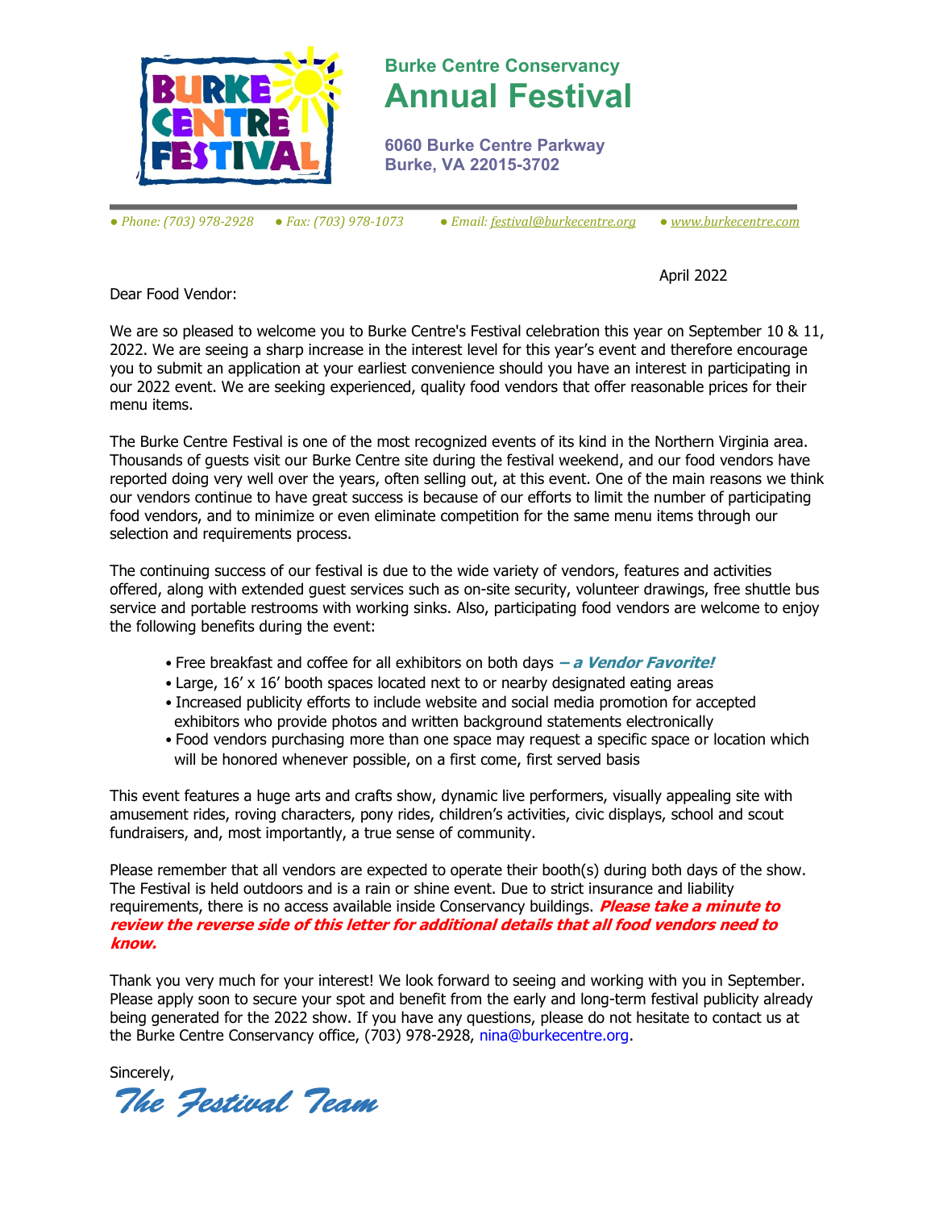# Burke Centre Conservancy
# Annual Festival

**6060 Burke Centre Parkway**
**Burke, VA 22015-3702**

● *Phone: (703) 978-2928* ● *Fax: (703) 978-1073* ● *Email: festival@burkecentre.org* ● *www.burkecentre.com*

April 2022

Dear Food Vendor:

We are so pleased to welcome you to Burke Centre's Festival celebration this year on September 10 & 11, 2022. We are seeing a sharp increase in the interest level for this year's event and therefore encourage you to submit an application at your earliest convenience should you have an interest in participating in our 2022 event. We are seeking experienced, quality food vendors that offer reasonable prices for their menu items.

The Burke Centre Festival is one of the most recognized events of its kind in the Northern Virginia area. Thousands of guests visit our Burke Centre site during the festival weekend, and our food vendors have reported doing very well over the years, often selling out, at this event. One of the main reasons we think our vendors continue to have great success is because of our efforts to limit the number of participating food vendors, and to minimize or even eliminate competition for the same menu items through our selection and requirements process.

The continuing success of our festival is due to the wide variety of vendors, features and activities offered, along with extended guest services such as on-site security, volunteer drawings, free shuttle bus service and portable restrooms with working sinks. Also, participating food vendors are welcome to enjoy the following benefits during the event:

- Free breakfast and coffee for all exhibitors on both days ***– a Vendor Favorite!***
- Large, 16' x 16' booth spaces located next to or nearby designated eating areas
- Increased publicity efforts to include website and social media promotion for accepted exhibitors who provide photos and written background statements electronically
- Food vendors purchasing more than one space may request a specific space or location which will be honored whenever possible, on a first come, first served basis

This event features a huge arts and crafts show, dynamic live performers, visually appealing site with amusement rides, roving characters, pony rides, children's activities, civic displays, school and scout fundraisers, and, most importantly, a true sense of community.

Please remember that all vendors are expected to operate their booth(s) during both days of the show. The Festival is held outdoors and is a rain or shine event. Due to strict insurance and liability requirements, there is no access available inside Conservancy buildings. ***Please take a minute to review the reverse side of this letter for additional details that all food vendors need to know.***

Thank you very much for your interest! We look forward to seeing and working with you in September. Please apply soon to secure your spot and benefit from the early and long-term festival publicity already being generated for the 2022 show. If you have any questions, please do not hesitate to contact us at the Burke Centre Conservancy office, (703) 978-2928, nina@burkecentre.org.

Sincerely,

*The Festival Team*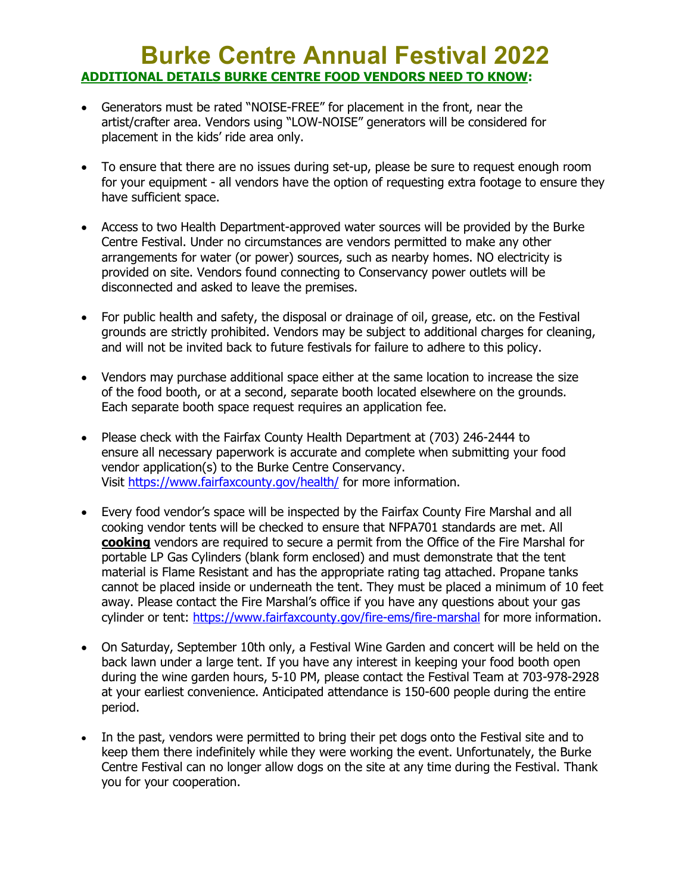# Burke Centre Annual Festival 2022

**ADDITIONAL DETAILS BURKE CENTRE FOOD VENDORS NEED TO KNOW:**

- Generators must be rated "NOISE-FREE" for placement in the front, near the artist/crafter area. Vendors using "LOW-NOISE" generators will be considered for placement in the kids' ride area only.

- To ensure that there are no issues during set-up, please be sure to request enough room for your equipment - all vendors have the option of requesting extra footage to ensure they have sufficient space.

- Access to two Health Department-approved water sources will be provided by the Burke Centre Festival. Under no circumstances are vendors permitted to make any other arrangements for water (or power) sources, such as nearby homes. NO electricity is provided on site. Vendors found connecting to Conservancy power outlets will be disconnected and asked to leave the premises.

- For public health and safety, the disposal or drainage of oil, grease, etc. on the Festival grounds are strictly prohibited. Vendors may be subject to additional charges for cleaning, and will not be invited back to future festivals for failure to adhere to this policy.

- Vendors may purchase additional space either at the same location to increase the size of the food booth, or at a second, separate booth located elsewhere on the grounds. Each separate booth space request requires an application fee.

- Please check with the Fairfax County Health Department at (703) 246-2444 to ensure all necessary paperwork is accurate and complete when submitting your food vendor application(s) to the Burke Centre Conservancy. Visit https://www.fairfaxcounty.gov/health/ for more information.

- Every food vendor's space will be inspected by the Fairfax County Fire Marshal and all cooking vendor tents will be checked to ensure that NFPA701 standards are met. All **cooking** vendors are required to secure a permit from the Office of the Fire Marshal for portable LP Gas Cylinders (blank form enclosed) and must demonstrate that the tent material is Flame Resistant and has the appropriate rating tag attached. Propane tanks cannot be placed inside or underneath the tent. They must be placed a minimum of 10 feet away. Please contact the Fire Marshal's office if you have any questions about your gas cylinder or tent: https://www.fairfaxcounty.gov/fire-ems/fire-marshal for more information.

- On Saturday, September 10th only, a Festival Wine Garden and concert will be held on the back lawn under a large tent. If you have any interest in keeping your food booth open during the wine garden hours, 5-10 PM, please contact the Festival Team at 703-978-2928 at your earliest convenience. Anticipated attendance is 150-600 people during the entire period.

- In the past, vendors were permitted to bring their pet dogs onto the Festival site and to keep them there indefinitely while they were working the event. Unfortunately, the Burke Centre Festival can no longer allow dogs on the site at any time during the Festival. Thank you for your cooperation.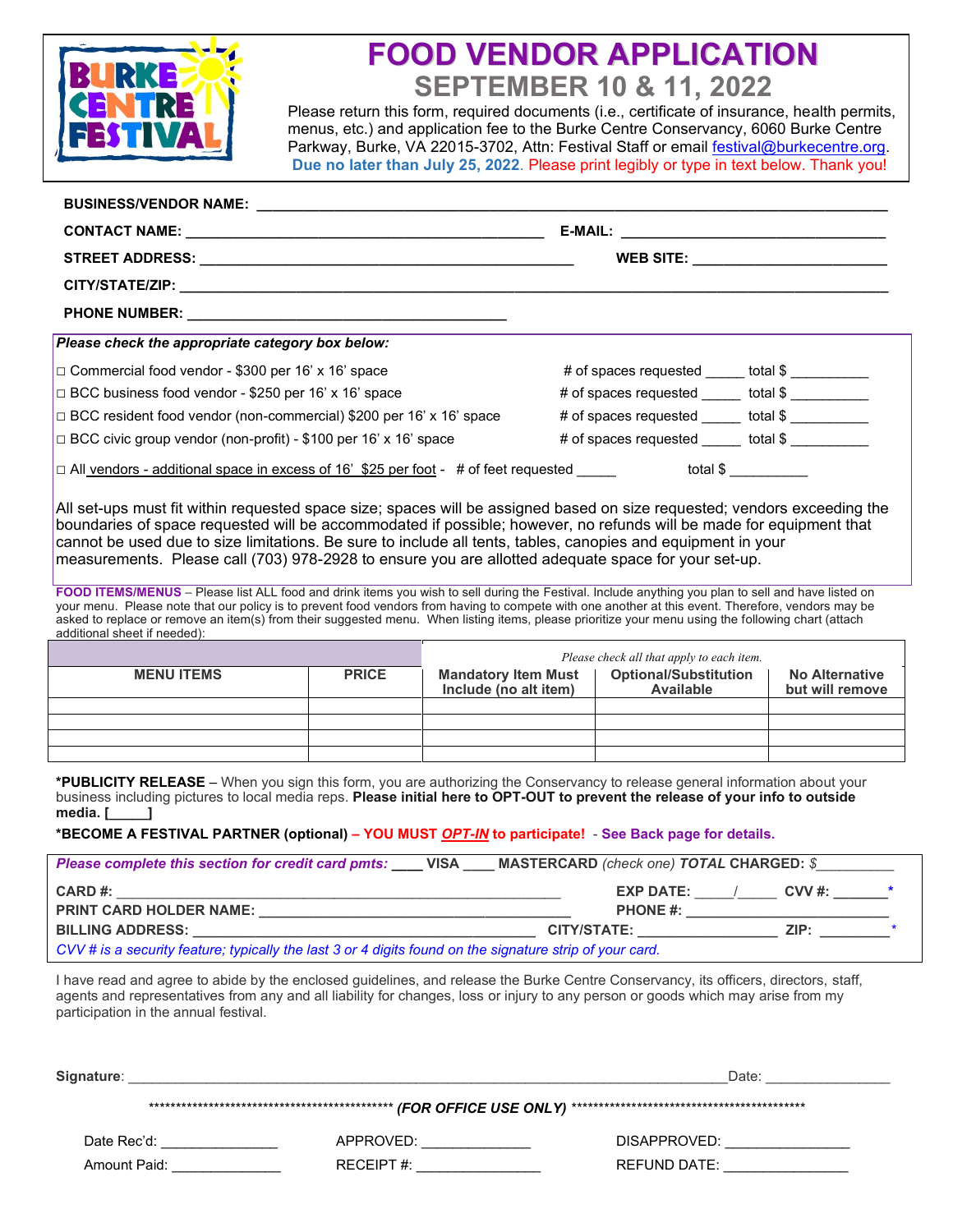# FOOD VENDOR APPLICATION

## SEPTEMBER 10 & 11, 2022

Please return this form, required documents (i.e., certificate of insurance, health permits, menus, etc.) and application fee to the Burke Centre Conservancy, 6060 Burke Centre Parkway, Burke, VA 22015-3702, Attn: Festival Staff or email festival@burkecentre.org. **Due no later than July 25, 2022**. Please print legibly or type in text below. Thank you!

**BUSINESS/VENDOR NAME:** ______________________________________________

**CONTACT NAME:** ______________________________ **E-MAIL:** ______________________

**STREET ADDRESS:** ______________________________ **WEB SITE:** ______________________

**CITY/STATE/ZIP:** ______________________________________________

**PHONE NUMBER:** ______________________________

***Please check the appropriate category box below:***

☐ Commercial food vendor - $300 per 16' x 16' space — # of spaces requested _____ total $ __________

☐ BCC business food vendor - $250 per 16' x 16' space — # of spaces requested _____ total $ __________

☐ BCC resident food vendor (non-commercial) $200 per 16' x 16' space — # of spaces requested _____ total $ __________

☐ BCC civic group vendor (non-profit) - $100 per 16' x 16' space — # of spaces requested _____ total $ __________

☐ All vendors - additional space in excess of 16' $25 per foot - # of feet requested _____ total $ __________

All set-ups must fit within requested space size; spaces will be assigned based on size requested; vendors exceeding the boundaries of space requested will be accommodated if possible; however, no refunds will be made for equipment that cannot be used due to size limitations. Be sure to include all tents, tables, canopies and equipment in your measurements. Please call (703) 978-2928 to ensure you are allotted adequate space for your set-up.

**FOOD ITEMS/MENUS** – Please list ALL food and drink items you wish to sell during the Festival. Include anything you plan to sell and have listed on your menu. Please note that our policy is to prevent food vendors from having to compete with one another at this event. Therefore, vendors may be asked to replace or remove an item(s) from their suggested menu. When listing items, please prioritize your menu using the following chart (attach additional sheet if needed):

| | | *Please check all that apply to each item.* | | |
|---|---|---|---|---|
| **MENU ITEMS** | **PRICE** | **Mandatory Item Must Include (no alt item)** | **Optional/Substitution Available** | **No Alternative but will remove** |
| | | | | |
| | | | | |
| | | | | |
| | | | | |

**\*PUBLICITY RELEASE** – When you sign this form, you are authorizing the Conservancy to release general information about your business including pictures to local media reps. **Please initial here to OPT-OUT to prevent the release of your info to outside media. [_____]**

**\*BECOME A FESTIVAL PARTNER (optional) – YOU MUST *OPT-IN* to participate! - See Back page for details.**

***Please complete this section for credit card pmts:*** ____ **VISA** ____ **MASTERCARD** *(check one)* ***TOTAL* CHARGED:** $__________

**CARD #:** ______________________________ **EXP DATE:** _____/_____ **CVV #:** _______*

**PRINT CARD HOLDER NAME:** ______________________________ **PHONE #:** ______________________

**BILLING ADDRESS:** ______________________________ **CITY/STATE:** ________________ **ZIP:** _________*

*CVV # is a security feature; typically the last 3 or 4 digits found on the signature strip of your card.*

I have read and agree to abide by the enclosed guidelines, and release the Burke Centre Conservancy, its officers, directors, staff, agents and representatives from any and all liability for changes, loss or injury to any person or goods which may arise from my participation in the annual festival.

**Signature**: ______________________________________________ Date: ________________

********************************************** ***(FOR OFFICE USE ONLY)*** **********************************************

Date Rec'd: _______________ APPROVED: ______________ DISAPPROVED: ________________

Amount Paid: ______________ RECEIPT #: ________________ REFUND DATE: ________________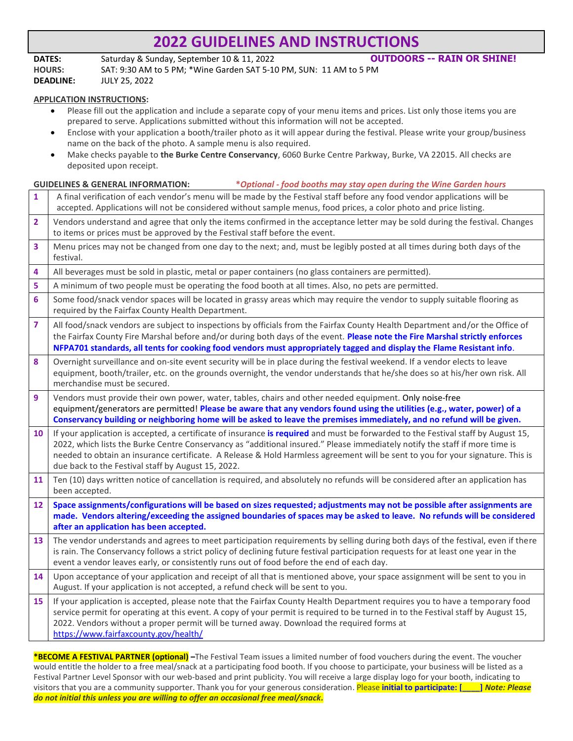# 2022 GUIDELINES AND INSTRUCTIONS

**DATES:** Saturday & Sunday, September 10 & 11, 2022 **OUTDOORS -- RAIN OR SHINE!**
**HOURS:** SAT: 9:30 AM to 5 PM; *Wine Garden SAT 5-10 PM, SUN: 11 AM to 5 PM
**DEADLINE:** JULY 25, 2022

**APPLICATION INSTRUCTIONS:**

- Please fill out the application and include a separate copy of your menu items and prices. List only those items you are prepared to serve. Applications submitted without this information will not be accepted.
- Enclose with your application a booth/trailer photo as it will appear during the festival. Please write your group/business name on the back of the photo. A sample menu is also required.
- Make checks payable to **the Burke Centre Conservancy**, 6060 Burke Centre Parkway, Burke, VA 22015. All checks are deposited upon receipt.

**GUIDELINES & GENERAL INFORMATION:** *\*Optional - food booths may stay open during the Wine Garden hours*

| | |
|---|---|
| 1 | A final verification of each vendor's menu will be made by the Festival staff before any food vendor applications will be accepted. Applications will not be considered without sample menus, food prices, a color photo and price listing. |
| 2 | Vendors understand and agree that only the items confirmed in the acceptance letter may be sold during the festival. Changes to items or prices must be approved by the Festival staff before the event. |
| 3 | Menu prices may not be changed from one day to the next; and, must be legibly posted at all times during both days of the festival. |
| 4 | All beverages must be sold in plastic, metal or paper containers (no glass containers are permitted). |
| 5 | A minimum of two people must be operating the food booth at all times. Also, no pets are permitted. |
| 6 | Some food/snack vendor spaces will be located in grassy areas which may require the vendor to supply suitable flooring as required by the Fairfax County Health Department. |
| 7 | All food/snack vendors are subject to inspections by officials from the Fairfax County Health Department and/or the Office of the Fairfax County Fire Marshal before and/or during both days of the event. **Please note the Fire Marshal strictly enforces NFPA701 standards, all tents for cooking food vendors must appropriately tagged and display the Flame Resistant info.** |
| 8 | Overnight surveillance and on-site event security will be in place during the festival weekend. If a vendor elects to leave equipment, booth/trailer, etc. on the grounds overnight, the vendor understands that he/she does so at his/her own risk. All merchandise must be secured. |
| 9 | Vendors must provide their own power, water, tables, chairs and other needed equipment. Only noise-free equipment/generators are permitted! **Please be aware that any vendors found using the utilities (e.g., water, power) of a Conservancy building or neighboring home will be asked to leave the premises immediately, and no refund will be given.** |
| 10 | If your application is accepted, a certificate of insurance **is required** and must be forwarded to the Festival staff by August 15, 2022, which lists the Burke Centre Conservancy as "additional insured." Please immediately notify the staff if more time is needed to obtain an insurance certificate. A Release & Hold Harmless agreement will be sent to you for your signature. This is due back to the Festival staff by August 15, 2022. |
| 11 | Ten (10) days written notice of cancellation is required, and absolutely no refunds will be considered after an application has been accepted. |
| 12 | **Space assignments/configurations will be based on sizes requested; adjustments may not be possible after assignments are made. Vendors altering/exceeding the assigned boundaries of spaces may be asked to leave. No refunds will be considered after an application has been accepted.** |
| 13 | The vendor understands and agrees to meet participation requirements by selling during both days of the festival, even if there is rain. The Conservancy follows a strict policy of declining future festival participation requests for at least one year in the event a vendor leaves early, or consistently runs out of food before the end of each day. |
| 14 | Upon acceptance of your application and receipt of all that is mentioned above, your space assignment will be sent to you in August. If your application is not accepted, a refund check will be sent to you. |
| 15 | If your application is accepted, please note that the Fairfax County Health Department requires you to have a temporary food service permit for operating at this event. A copy of your permit is required to be turned in to the Festival staff by August 15, 2022. Vendors without a proper permit will be turned away. Download the required forms at https://www.fairfaxcounty.gov/health/ |

**\*BECOME A FESTIVAL PARTNER (optional) –**The Festival Team issues a limited number of food vouchers during the event. The voucher would entitle the holder to a free meal/snack at a participating food booth. If you choose to participate, your business will be listed as a Festival Partner Level Sponsor with our web-based and print publicity. You will receive a large display logo for your booth, indicating to visitors that you are a community supporter. Thank you for your generous consideration. Please **initial to participate: [____]** ***Note: Please do not initial this unless you are willing to offer an occasional free meal/snack.***